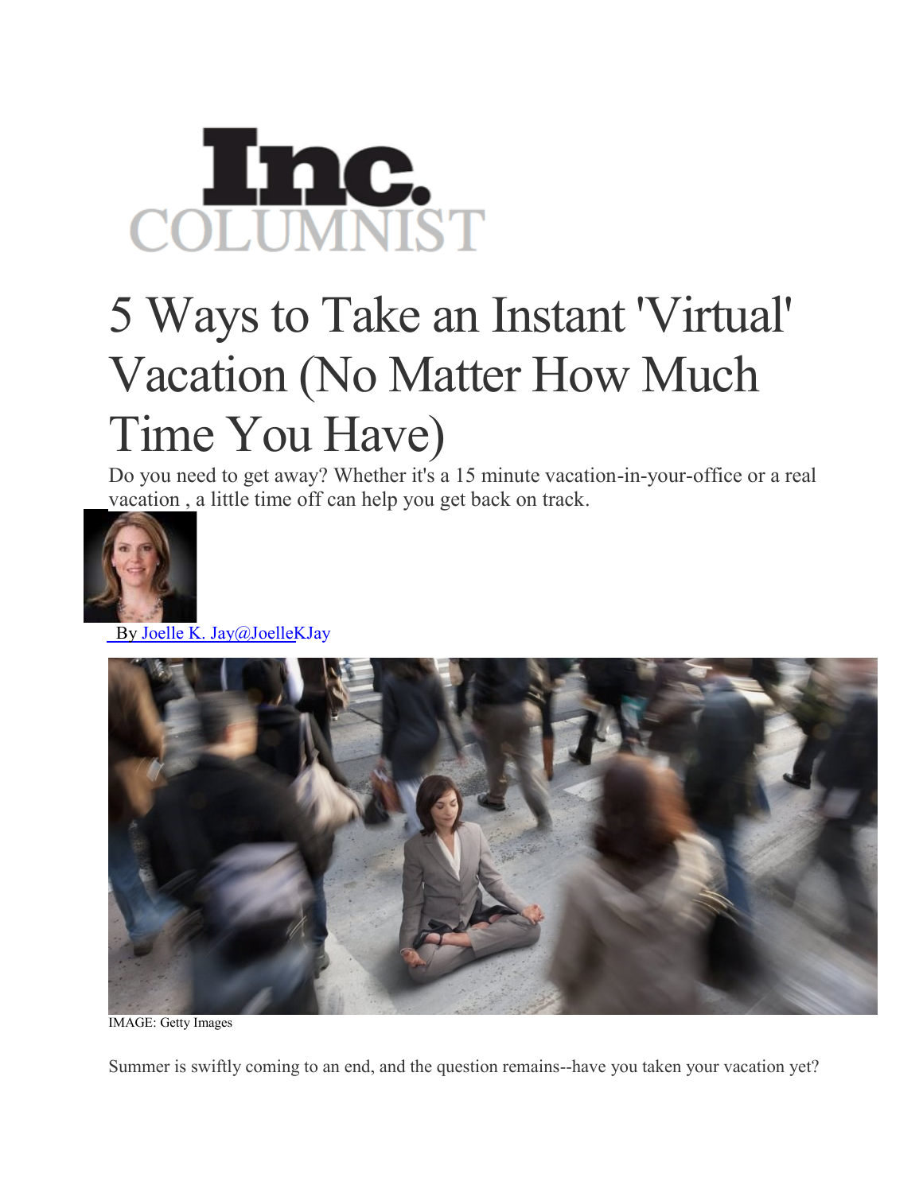Inc.
COLUMNIST

# 5 Ways to Take an Instant 'Virtual' Vacation (No Matter How Much Time You Have)

Do you need to get away? Whether it's a 15 minute vacation-in-your-office or a real vacation , a little time off can help you get back on track.

By Joelle K. Jay@JoelleKJay

IMAGE: Getty Images

Summer is swiftly coming to an end, and the question remains--have you taken your vacation yet?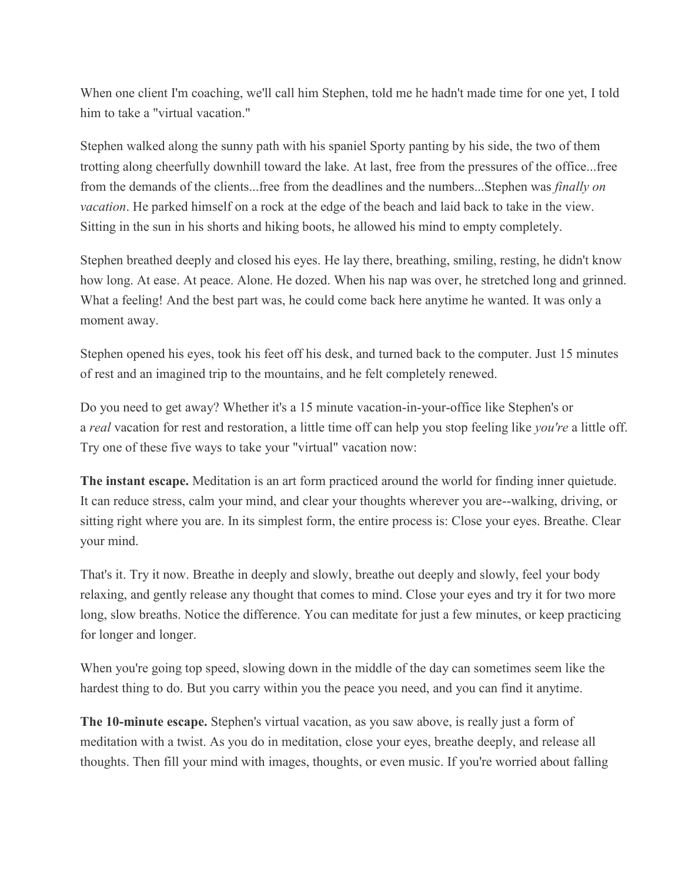When one client I'm coaching, we'll call him Stephen, told me he hadn't made time for one yet, I told him to take a "virtual vacation."

Stephen walked along the sunny path with his spaniel Sporty panting by his side, the two of them trotting along cheerfully downhill toward the lake. At last, free from the pressures of the office...free from the demands of the clients...free from the deadlines and the numbers...Stephen was *finally on vacation*. He parked himself on a rock at the edge of the beach and laid back to take in the view. Sitting in the sun in his shorts and hiking boots, he allowed his mind to empty completely.

Stephen breathed deeply and closed his eyes. He lay there, breathing, smiling, resting, he didn't know how long. At ease. At peace. Alone. He dozed. When his nap was over, he stretched long and grinned. What a feeling! And the best part was, he could come back here anytime he wanted. It was only a moment away.

Stephen opened his eyes, took his feet off his desk, and turned back to the computer. Just 15 minutes of rest and an imagined trip to the mountains, and he felt completely renewed.

Do you need to get away? Whether it's a 15 minute vacation-in-your-office like Stephen's or a *real* vacation for rest and restoration, a little time off can help you stop feeling like *you're* a little off. Try one of these five ways to take your "virtual" vacation now:

**The instant escape.** Meditation is an art form practiced around the world for finding inner quietude. It can reduce stress, calm your mind, and clear your thoughts wherever you are--walking, driving, or sitting right where you are. In its simplest form, the entire process is: Close your eyes. Breathe. Clear your mind.

That's it. Try it now. Breathe in deeply and slowly, breathe out deeply and slowly, feel your body relaxing, and gently release any thought that comes to mind. Close your eyes and try it for two more long, slow breaths. Notice the difference. You can meditate for just a few minutes, or keep practicing for longer and longer.

When you're going top speed, slowing down in the middle of the day can sometimes seem like the hardest thing to do. But you carry within you the peace you need, and you can find it anytime.

**The 10-minute escape.** Stephen's virtual vacation, as you saw above, is really just a form of meditation with a twist. As you do in meditation, close your eyes, breathe deeply, and release all thoughts. Then fill your mind with images, thoughts, or even music. If you're worried about falling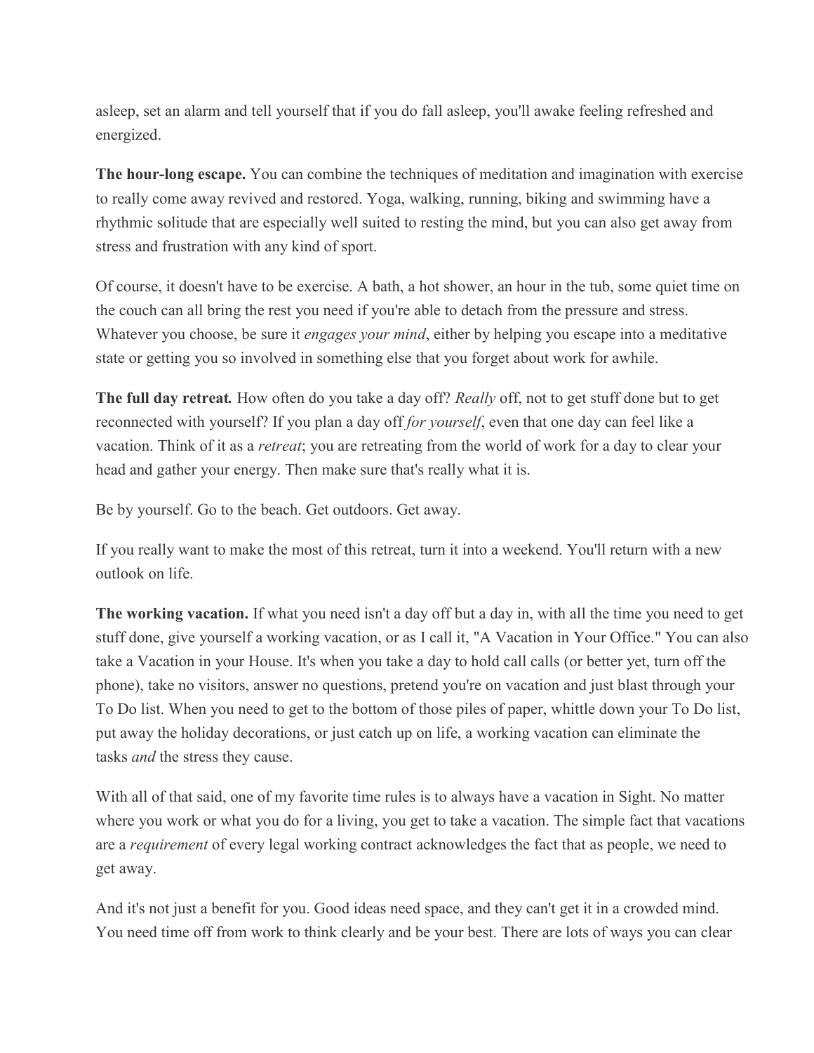asleep, set an alarm and tell yourself that if you do fall asleep, you'll awake feeling refreshed and energized.

**The hour-long escape.** You can combine the techniques of meditation and imagination with exercise to really come away revived and restored. Yoga, walking, running, biking and swimming have a rhythmic solitude that are especially well suited to resting the mind, but you can also get away from stress and frustration with any kind of sport.

Of course, it doesn't have to be exercise. A bath, a hot shower, an hour in the tub, some quiet time on the couch can all bring the rest you need if you're able to detach from the pressure and stress. Whatever you choose, be sure it *engages your mind*, either by helping you escape into a meditative state or getting you so involved in something else that you forget about work for awhile.

***The full day retreat.*** How often do you take a day off? *Really* off, not to get stuff done but to get reconnected with yourself? If you plan a day off *for yourself*, even that one day can feel like a vacation. Think of it as a *retreat*; you are retreating from the world of work for a day to clear your head and gather your energy. Then make sure that's really what it is.

Be by yourself. Go to the beach. Get outdoors. Get away.

If you really want to make the most of this retreat, turn it into a weekend. You'll return with a new outlook on life.

**The working vacation.** If what you need isn't a day off but a day in, with all the time you need to get stuff done, give yourself a working vacation, or as I call it, "A Vacation in Your Office." You can also take a Vacation in your House. It's when you take a day to hold call calls (or better yet, turn off the phone), take no visitors, answer no questions, pretend you're on vacation and just blast through your To Do list. When you need to get to the bottom of those piles of paper, whittle down your To Do list, put away the holiday decorations, or just catch up on life, a working vacation can eliminate the tasks *and* the stress they cause.

With all of that said, one of my favorite time rules is to always have a vacation in Sight. No matter where you work or what you do for a living, you get to take a vacation. The simple fact that vacations are a *requirement* of every legal working contract acknowledges the fact that as people, we need to get away.

And it's not just a benefit for you. Good ideas need space, and they can't get it in a crowded mind. You need time off from work to think clearly and be your best. There are lots of ways you can clear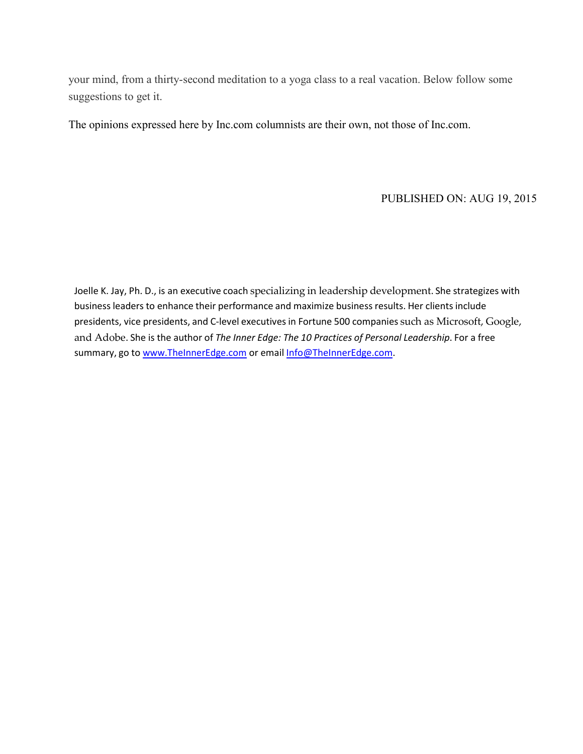your mind, from a thirty-second meditation to a yoga class to a real vacation. Below follow some suggestions to get it.

The opinions expressed here by Inc.com columnists are their own, not those of Inc.com.

PUBLISHED ON: AUG 19, 2015

Joelle K. Jay, Ph. D., is an executive coach specializing in leadership development. She strategizes with business leaders to enhance their performance and maximize business results. Her clients include presidents, vice presidents, and C-level executives in Fortune 500 companies such as Microsoft, Google, and Adobe. She is the author of *The Inner Edge: The 10 Practices of Personal Leadership*. For a free summary, go to [www.TheInnerEdge.com](http://www.TheInnerEdge.com) or email [Info@TheInnerEdge.com](mailto:Info@TheInnerEdge.com).